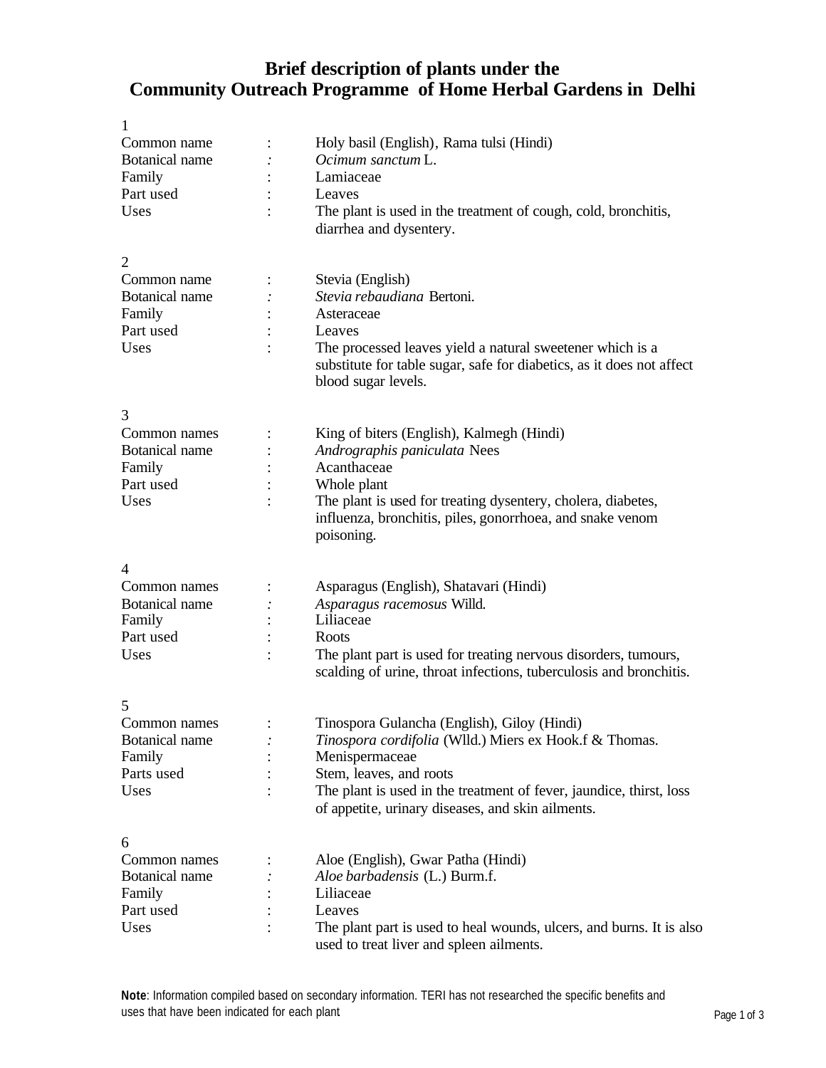# Brief description of plants under the Community Outreach Programme of Home Herbal Gardens in Delhi

1

| | | |
|---|---|---|
| Common name | : | Holy basil (English), Rama tulsi (Hindi) |
| Botanical name | : | *Ocimum sanctum* L. |
| Family | : | Lamiaceae |
| Part used | : | Leaves |
| Uses | : | The plant is used in the treatment of cough, cold, bronchitis, diarrhea and dysentery. |

2

| | | |
|---|---|---|
| Common name | : | Stevia (English) |
| Botanical name | : | *Stevia rebaudiana* Bertoni. |
| Family | : | Asteraceae |
| Part used | : | Leaves |
| Uses | : | The processed leaves yield a natural sweetener which is a substitute for table sugar, safe for diabetics, as it does not affect blood sugar levels. |

3

| | | |
|---|---|---|
| Common names | : | King of biters (English), Kalmegh (Hindi) |
| Botanical name | : | *Andrographis paniculata* Nees |
| Family | : | Acanthaceae |
| Part used | : | Whole plant |
| Uses | : | The plant is used for treating dysentery, cholera, diabetes, influenza, bronchitis, piles, gonorrhoea, and snake venom poisoning. |

4

| | | |
|---|---|---|
| Common names | : | Asparagus (English), Shatavari (Hindi) |
| Botanical name | : | *Asparagus racemosus* Willd. |
| Family | : | Liliaceae |
| Part used | : | Roots |
| Uses | : | The plant part is used for treating nervous disorders, tumours, scalding of urine, throat infections, tuberculosis and bronchitis. |

5

| | | |
|---|---|---|
| Common names | : | Tinospora Gulancha (English), Giloy (Hindi) |
| Botanical name | : | *Tinospora cordifolia* (Wlld.) Miers ex Hook.f & Thomas. |
| Family | : | Menispermaceae |
| Parts used | : | Stem, leaves, and roots |
| Uses | : | The plant is used in the treatment of fever, jaundice, thirst, loss of appetite, urinary diseases, and skin ailments. |

6

| | | |
|---|---|---|
| Common names | : | Aloe (English), Gwar Patha (Hindi) |
| Botanical name | : | *Aloe barbadensis* (L.) Burm.f. |
| Family | : | Liliaceae |
| Part used | : | Leaves |
| Uses | : | The plant part is used to heal wounds, ulcers, and burns. It is also used to treat liver and spleen ailments. |

**Note**: Information compiled based on secondary information. TERI has not researched the specific benefits and uses that have been indicated for each plant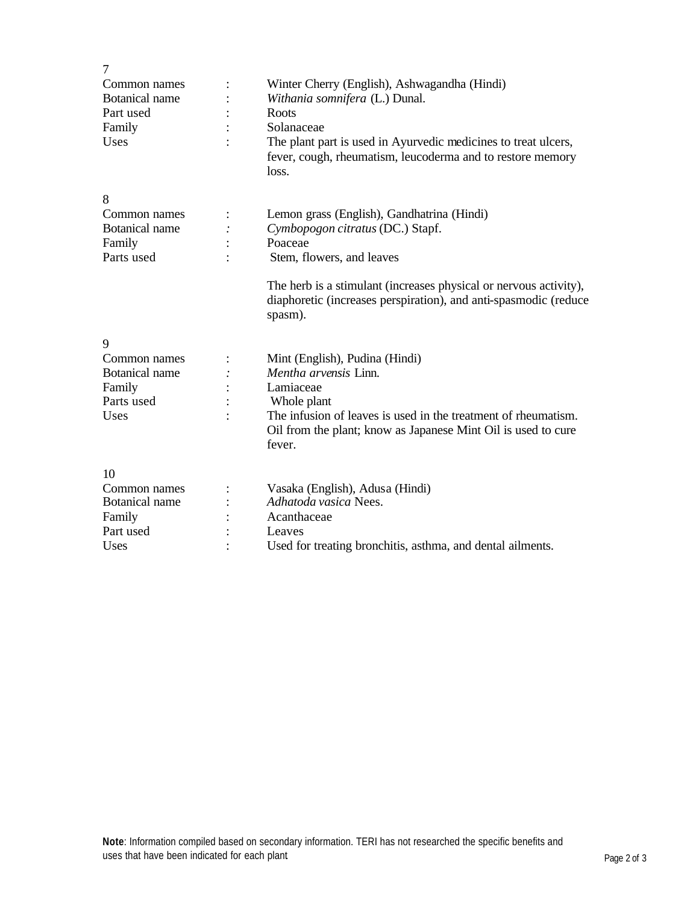7

| | | |
|---|---|---|
| Common names | : | Winter Cherry (English), Ashwagandha (Hindi) |
| Botanical name | : | *Withania somnifera* (L.) Dunal. |
| Part used | : | Roots |
| Family | : | Solanaceae |
| Uses | : | The plant part is used in Ayurvedic medicines to treat ulcers, fever, cough, rheumatism, leucoderma and to restore memory loss. |

8

| | | |
|---|---|---|
| Common names | : | Lemon grass (English), Gandhatrina (Hindi) |
| Botanical name | : | *Cymbopogon citratus* (DC.) Stapf. |
| Family | : | Poaceae |
| Parts used | : | Stem, flowers, and leaves |

The herb is a stimulant (increases physical or nervous activity), diaphoretic (increases perspiration), and anti-spasmodic (reduce spasm).

9

| | | |
|---|---|---|
| Common names | : | Mint (English), Pudina (Hindi) |
| Botanical name | : | *Mentha arvensis* Linn. |
| Family | : | Lamiaceae |
| Parts used | : | Whole plant |
| Uses | : | The infusion of leaves is used in the treatment of rheumatism. Oil from the plant; know as Japanese Mint Oil is used to cure fever. |

10

| | | |
|---|---|---|
| Common names | : | Vasaka (English), Adusa (Hindi) |
| Botanical name | : | *Adhatoda vasica* Nees. |
| Family | : | Acanthaceae |
| Part used | : | Leaves |
| Uses | : | Used for treating bronchitis, asthma, and dental ailments. |

**Note**: Information compiled based on secondary information. TERI has not researched the specific benefits and uses that have been indicated for each plant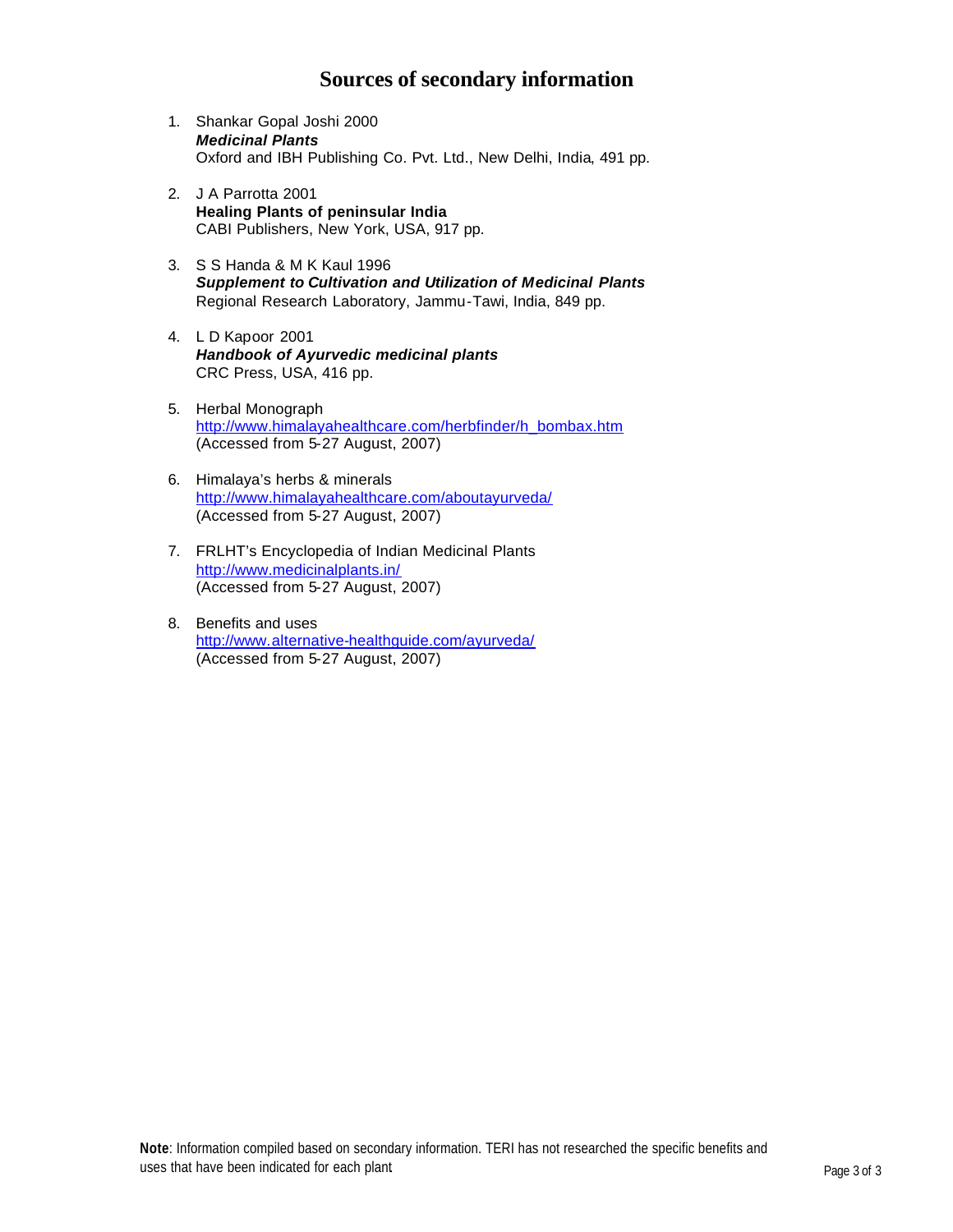# Sources of secondary information

1. Shankar Gopal Joshi 2000
   ***Medicinal Plants***
   Oxford and IBH Publishing Co. Pvt. Ltd., New Delhi, India, 491 pp.

2. J A Parrotta 2001
   **Healing Plants of peninsular India**
   CABI Publishers, New York, USA, 917 pp.

3. S S Handa & M K Kaul 1996
   ***Supplement to Cultivation and Utilization of Medicinal Plants***
   Regional Research Laboratory, Jammu-Tawi, India, 849 pp.

4. L D Kapoor 2001
   ***Handbook of Ayurvedic medicinal plants***
   CRC Press, USA, 416 pp.

5. Herbal Monograph
   http://www.himalayahealthcare.com/herbfinder/h_bombax.htm
   (Accessed from 5-27 August, 2007)

6. Himalaya's herbs & minerals
   http://www.himalayahealthcare.com/aboutayurveda/
   (Accessed from 5-27 August, 2007)

7. FRLHT's Encyclopedia of Indian Medicinal Plants
   http://www.medicinalplants.in/
   (Accessed from 5-27 August, 2007)

8. Benefits and uses
   http://www.alternative-healthguide.com/ayurveda/
   (Accessed from 5-27 August, 2007)

**Note**: Information compiled based on secondary information. TERI has not researched the specific benefits and uses that have been indicated for each plant